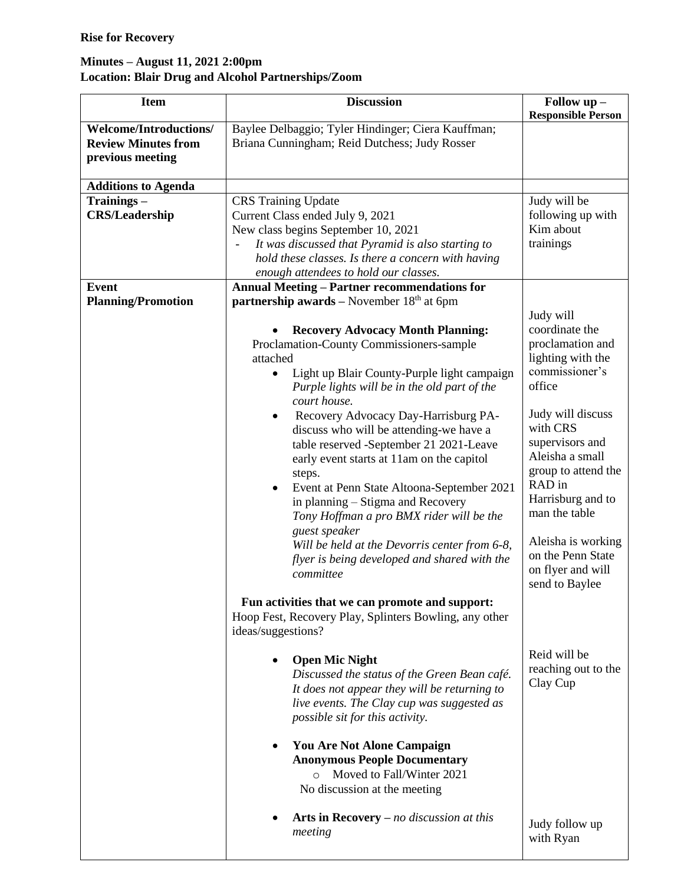**Rise for Recovery**

**Minutes – August 11, 2021 2:00pm**
**Location: Blair Drug and Alcohol Partnerships/Zoom**

| Item | Discussion | Follow up – Responsible Person |
|---|---|---|
| **Welcome/Introductions/ Review Minutes from previous meeting** | Baylee Delbaggio; Tyler Hindinger; Ciera Kauffman; Briana Cunningham; Reid Dutchess; Judy Rosser | |
| **Additions to Agenda** | | |
| **Trainings – CRS/Leadership** | CRS Training Update<br>Current Class ended July 9, 2021<br>New class begins September 10, 2021<br>- *It was discussed that Pyramid is also starting to hold these classes. Is there a concern with having enough attendees to hold our classes.* | Judy will be following up with Kim about trainings |
| **Event Planning/Promotion** | **Annual Meeting – Partner recommendations for partnership awards** – November 18th at 6pm<br><br>• **Recovery Advocacy Month Planning:**<br>Proclamation-County Commissioners-sample attached<br>• Light up Blair County-Purple light campaign *Purple lights will be in the old part of the court house.*<br>• Recovery Advocacy Day-Harrisburg PA-discuss who will be attending-we have a table reserved -September 21 2021-Leave early event starts at 11am on the capitol steps.<br>• Event at Penn State Altoona-September 2021 in planning – Stigma and Recovery *Tony Hoffman a pro BMX rider will be the guest speaker* *Will be held at the Devorris center from 6-8, flyer is being developed and shared with the committee*<br><br>**Fun activities that we can promote and support:**<br>Hoop Fest, Recovery Play, Splinters Bowling, any other ideas/suggestions?<br><br>• **Open Mic Night** *Discussed the status of the Green Bean café. It does not appear they will be returning to live events. The Clay cup was suggested as possible sit for this activity.*<br><br>• **You Are Not Alone Campaign**<br>**Anonymous People Documentary**<br>○ Moved to Fall/Winter 2021<br>No discussion at the meeting<br><br>• **Arts in Recovery** – *no discussion at this meeting* | Judy will coordinate the proclamation and lighting with the commissioner's office<br><br>Judy will discuss with CRS supervisors and Aleisha a small group to attend the RAD in Harrisburg and to man the table<br><br>Aleisha is working on the Penn State on flyer and will send to Baylee<br><br>Reid will be reaching out to the Clay Cup<br><br>Judy follow up with Ryan |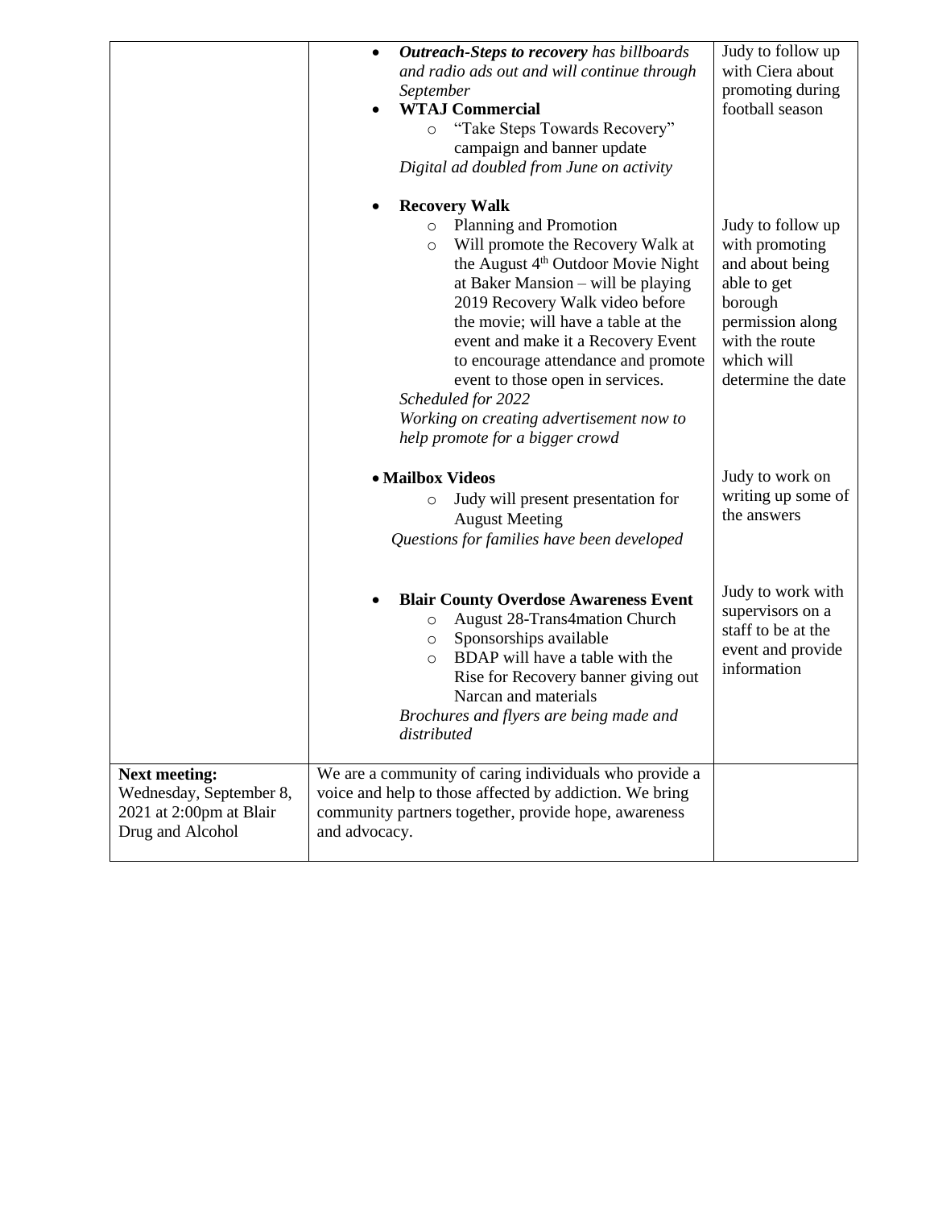| | | |
|---|---|---|
| | • ***Outreach-Steps to recovery*** *has billboards and radio ads out and will continue through September*<br>• **WTAJ Commercial**<br>  ○ "Take Steps Towards Recovery" campaign and banner update<br>*Digital ad doubled from June on activity* | Judy to follow up with Ciera about promoting during football season |
| | • **Recovery Walk**<br>  ○ Planning and Promotion<br>  ○ Will promote the Recovery Walk at the August 4th Outdoor Movie Night at Baker Mansion – will be playing 2019 Recovery Walk video before the movie; will have a table at the event and make it a Recovery Event to encourage attendance and promote event to those open in services.<br>*Scheduled for 2022*<br>*Working on creating advertisement now to help promote for a bigger crowd* | Judy to follow up with promoting and about being able to get borough permission along with the route which will determine the date |
| | • **Mailbox Videos**<br>  ○ Judy will present presentation for August Meeting<br>*Questions for families have been developed* | Judy to work on writing up some of the answers |
| | • **Blair County Overdose Awareness Event**<br>  ○ August 28-Trans4mation Church<br>  ○ Sponsorships available<br>  ○ BDAP will have a table with the Rise for Recovery banner giving out Narcan and materials<br>*Brochures and flyers are being made and distributed* | Judy to work with supervisors on a staff to be at the event and provide information |
| **Next meeting:** Wednesday, September 8, 2021 at 2:00pm at Blair Drug and Alcohol | We are a community of caring individuals who provide a voice and help to those affected by addiction. We bring community partners together, provide hope, awareness and advocacy. | |